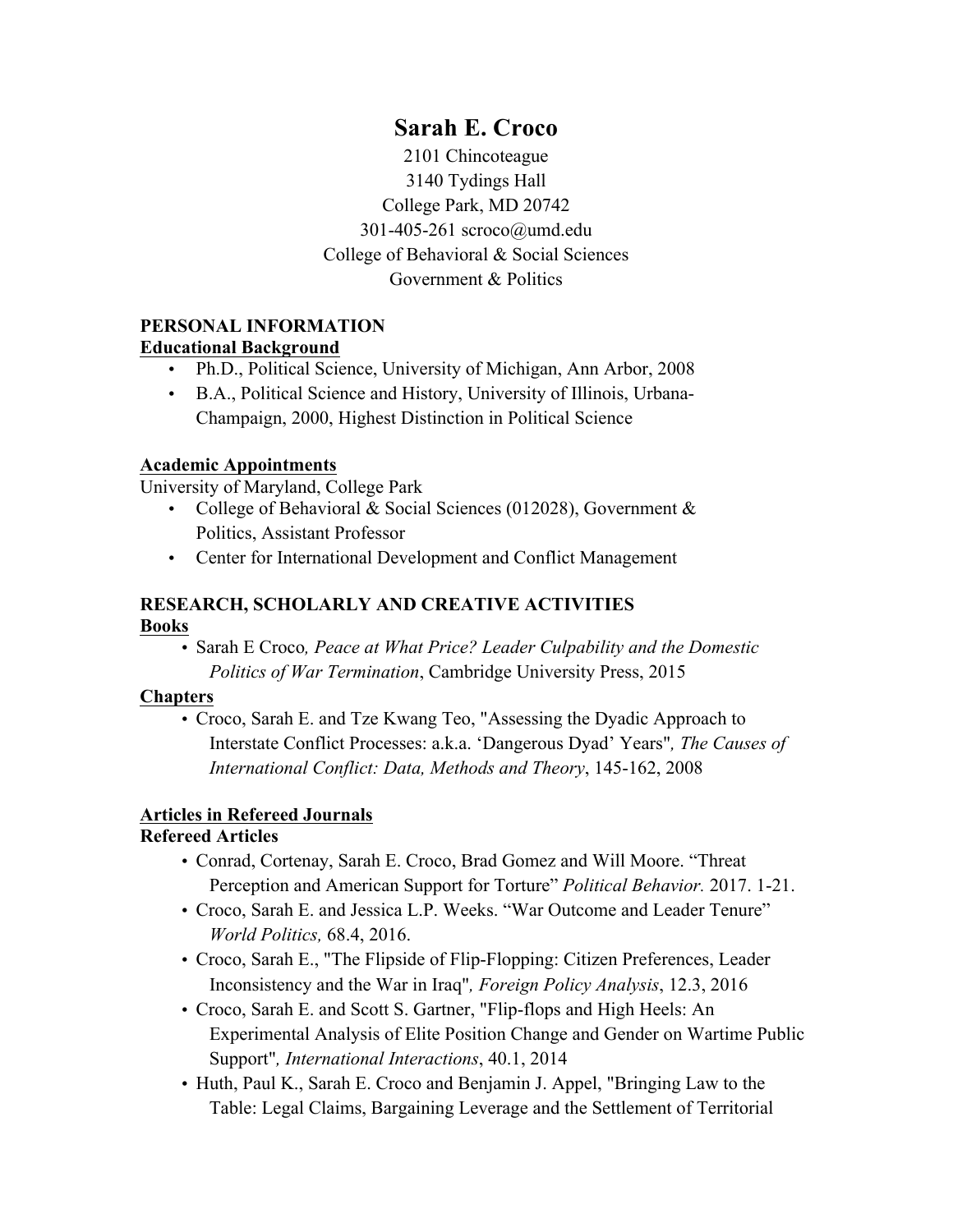# Sarah E. Croco

2101 Chincoteague
3140 Tydings Hall
College Park, MD 20742
301-405-261 scroco@umd.edu
College of Behavioral & Social Sciences
Government & Politics

## PERSONAL INFORMATION

### Educational Background

- Ph.D., Political Science, University of Michigan, Ann Arbor, 2008
- B.A., Political Science and History, University of Illinois, Urbana-Champaign, 2000, Highest Distinction in Political Science

### Academic Appointments

University of Maryland, College Park

- College of Behavioral & Social Sciences (012028), Government & Politics, Assistant Professor
- Center for International Development and Conflict Management

## RESEARCH, SCHOLARLY AND CREATIVE ACTIVITIES

### Books

- Sarah E Croco*, Peace at What Price? Leader Culpability and the Domestic Politics of War Termination*, Cambridge University Press, 2015

### Chapters

- Croco, Sarah E. and Tze Kwang Teo, "Assessing the Dyadic Approach to Interstate Conflict Processes: a.k.a. 'Dangerous Dyad' Years"*, The Causes of International Conflict: Data, Methods and Theory*, 145-162, 2008

### Articles in Refereed Journals

**Refereed Articles**

- Conrad, Cortenay, Sarah E. Croco, Brad Gomez and Will Moore. "Threat Perception and American Support for Torture" *Political Behavior.* 2017. 1-21.
- Croco, Sarah E. and Jessica L.P. Weeks. "War Outcome and Leader Tenure" *World Politics,* 68.4, 2016.
- Croco, Sarah E., "The Flipside of Flip-Flopping: Citizen Preferences, Leader Inconsistency and the War in Iraq"*, Foreign Policy Analysis*, 12.3, 2016
- Croco, Sarah E. and Scott S. Gartner, "Flip-flops and High Heels: An Experimental Analysis of Elite Position Change and Gender on Wartime Public Support"*, International Interactions*, 40.1, 2014
- Huth, Paul K., Sarah E. Croco and Benjamin J. Appel, "Bringing Law to the Table: Legal Claims, Bargaining Leverage and the Settlement of Territorial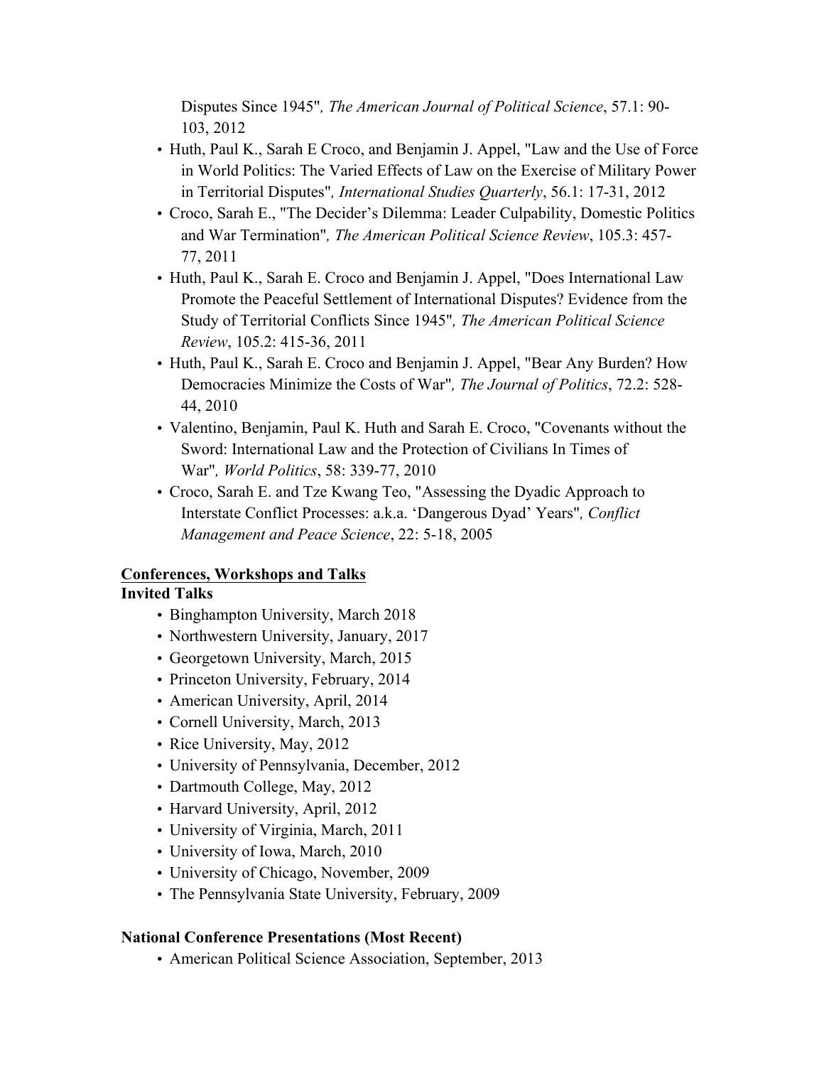Disputes Since 1945", *The American Journal of Political Science*, 57.1: 90-103, 2012

- Huth, Paul K., Sarah E Croco, and Benjamin J. Appel, "Law and the Use of Force in World Politics: The Varied Effects of Law on the Exercise of Military Power in Territorial Disputes", *International Studies Quarterly*, 56.1: 17-31, 2012
- Croco, Sarah E., "The Decider's Dilemma: Leader Culpability, Domestic Politics and War Termination", *The American Political Science Review*, 105.3: 457-77, 2011
- Huth, Paul K., Sarah E. Croco and Benjamin J. Appel, "Does International Law Promote the Peaceful Settlement of International Disputes? Evidence from the Study of Territorial Conflicts Since 1945", *The American Political Science Review*, 105.2: 415-36, 2011
- Huth, Paul K., Sarah E. Croco and Benjamin J. Appel, "Bear Any Burden? How Democracies Minimize the Costs of War", *The Journal of Politics*, 72.2: 528-44, 2010
- Valentino, Benjamin, Paul K. Huth and Sarah E. Croco, "Covenants without the Sword: International Law and the Protection of Civilians In Times of War", *World Politics*, 58: 339-77, 2010
- Croco, Sarah E. and Tze Kwang Teo, "Assessing the Dyadic Approach to Interstate Conflict Processes: a.k.a. 'Dangerous Dyad' Years", *Conflict Management and Peace Science*, 22: 5-18, 2005

## Conferences, Workshops and Talks

### Invited Talks

- Binghampton University, March 2018
- Northwestern University, January, 2017
- Georgetown University, March, 2015
- Princeton University, February, 2014
- American University, April, 2014
- Cornell University, March, 2013
- Rice University, May, 2012
- University of Pennsylvania, December, 2012
- Dartmouth College, May, 2012
- Harvard University, April, 2012
- University of Virginia, March, 2011
- University of Iowa, March, 2010
- University of Chicago, November, 2009
- The Pennsylvania State University, February, 2009

### National Conference Presentations (Most Recent)

- American Political Science Association, September, 2013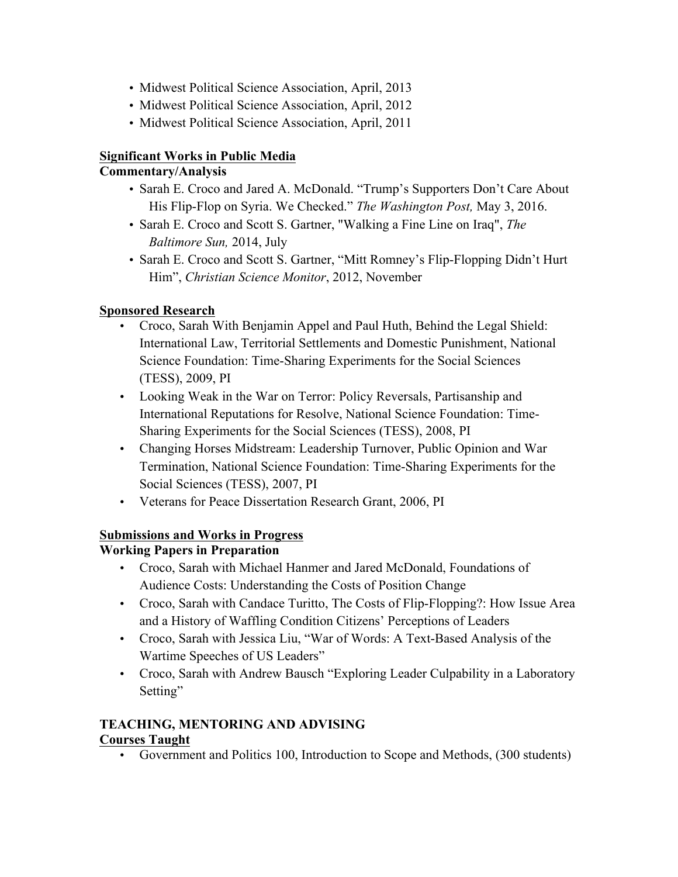- Midwest Political Science Association, April, 2013
- Midwest Political Science Association, April, 2012
- Midwest Political Science Association, April, 2011

### Significant Works in Public Media

**Commentary/Analysis**

- Sarah E. Croco and Jared A. McDonald. "Trump's Supporters Don't Care About His Flip-Flop on Syria. We Checked." *The Washington Post,* May 3, 2016.
- Sarah E. Croco and Scott S. Gartner, "Walking a Fine Line on Iraq", *The Baltimore Sun,* 2014, July
- Sarah E. Croco and Scott S. Gartner, "Mitt Romney's Flip-Flopping Didn't Hurt Him", *Christian Science Monitor*, 2012, November

### Sponsored Research

- Croco, Sarah With Benjamin Appel and Paul Huth, Behind the Legal Shield: International Law, Territorial Settlements and Domestic Punishment, National Science Foundation: Time-Sharing Experiments for the Social Sciences (TESS), 2009, PI
- Looking Weak in the War on Terror: Policy Reversals, Partisanship and International Reputations for Resolve, National Science Foundation: Time-Sharing Experiments for the Social Sciences (TESS), 2008, PI
- Changing Horses Midstream: Leadership Turnover, Public Opinion and War Termination, National Science Foundation: Time-Sharing Experiments for the Social Sciences (TESS), 2007, PI
- Veterans for Peace Dissertation Research Grant, 2006, PI

### Submissions and Works in Progress

**Working Papers in Preparation**

- Croco, Sarah with Michael Hanmer and Jared McDonald, Foundations of Audience Costs: Understanding the Costs of Position Change
- Croco, Sarah with Candace Turitto, The Costs of Flip-Flopping?: How Issue Area and a History of Waffling Condition Citizens' Perceptions of Leaders
- Croco, Sarah with Jessica Liu, "War of Words: A Text-Based Analysis of the Wartime Speeches of US Leaders"
- Croco, Sarah with Andrew Bausch "Exploring Leader Culpability in a Laboratory Setting"

## TEACHING, MENTORING AND ADVISING

### Courses Taught

- Government and Politics 100, Introduction to Scope and Methods, (300 students)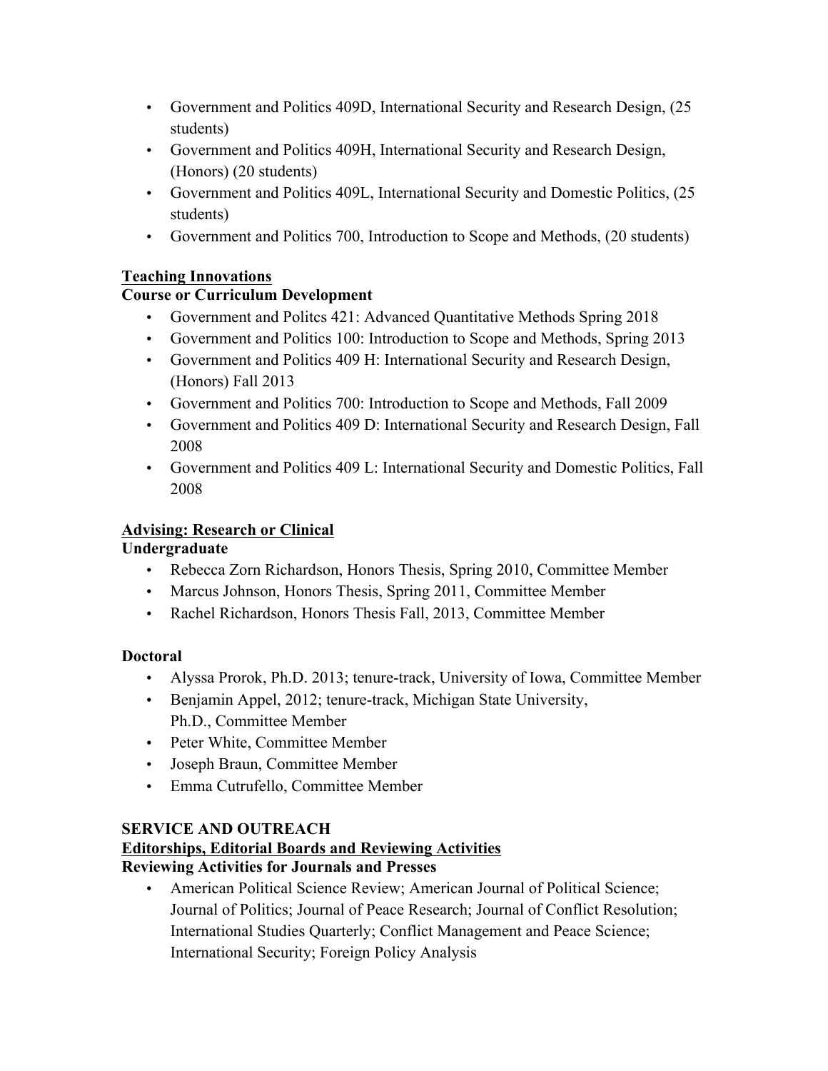- Government and Politics 409D, International Security and Research Design, (25 students)
- Government and Politics 409H, International Security and Research Design, (Honors) (20 students)
- Government and Politics 409L, International Security and Domestic Politics, (25 students)
- Government and Politics 700, Introduction to Scope and Methods, (20 students)

**Teaching Innovations**

**Course or Curriculum Development**

- Government and Politcs 421: Advanced Quantitative Methods Spring 2018
- Government and Politics 100: Introduction to Scope and Methods, Spring 2013
- Government and Politics 409 H: International Security and Research Design, (Honors) Fall 2013
- Government and Politics 700: Introduction to Scope and Methods, Fall 2009
- Government and Politics 409 D: International Security and Research Design, Fall 2008
- Government and Politics 409 L: International Security and Domestic Politics, Fall 2008

**Advising: Research or Clinical**

**Undergraduate**

- Rebecca Zorn Richardson, Honors Thesis, Spring 2010, Committee Member
- Marcus Johnson, Honors Thesis, Spring 2011, Committee Member
- Rachel Richardson, Honors Thesis Fall, 2013, Committee Member

**Doctoral**

- Alyssa Prorok, Ph.D. 2013; tenure-track, University of Iowa, Committee Member
- Benjamin Appel, 2012; tenure-track, Michigan State University, Ph.D., Committee Member
- Peter White, Committee Member
- Joseph Braun, Committee Member
- Emma Cutrufello, Committee Member

## SERVICE AND OUTREACH

**Editorships, Editorial Boards and Reviewing Activities**

**Reviewing Activities for Journals and Presses**

- American Political Science Review; American Journal of Political Science; Journal of Politics; Journal of Peace Research; Journal of Conflict Resolution; International Studies Quarterly; Conflict Management and Peace Science; International Security; Foreign Policy Analysis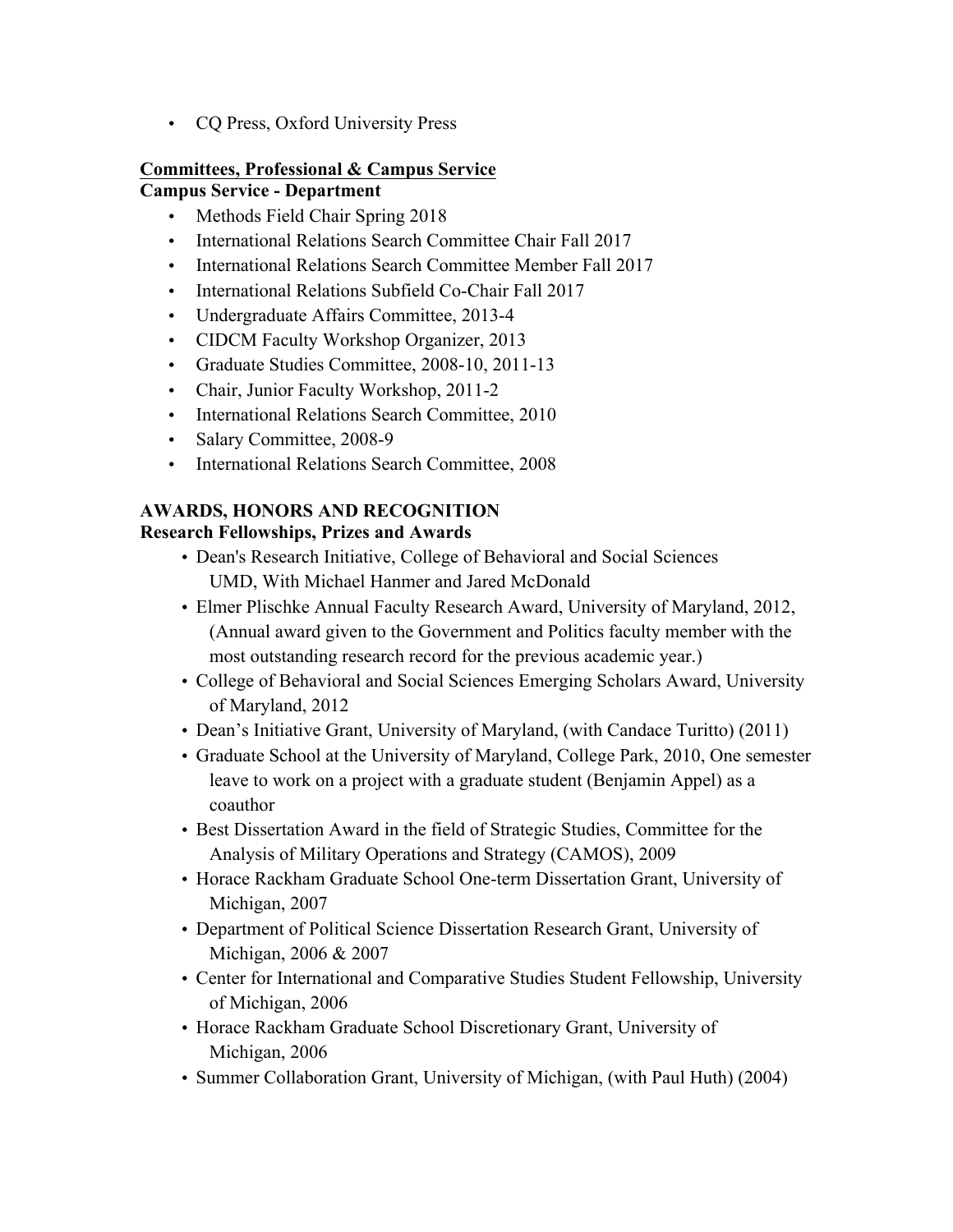- CQ Press, Oxford University Press

## Committees, Professional & Campus Service

### Campus Service - Department

- Methods Field Chair Spring 2018
- International Relations Search Committee Chair Fall 2017
- International Relations Search Committee Member Fall 2017
- International Relations Subfield Co-Chair Fall 2017
- Undergraduate Affairs Committee, 2013-4
- CIDCM Faculty Workshop Organizer, 2013
- Graduate Studies Committee, 2008-10, 2011-13
- Chair, Junior Faculty Workshop, 2011-2
- International Relations Search Committee, 2010
- Salary Committee, 2008-9
- International Relations Search Committee, 2008

## AWARDS, HONORS AND RECOGNITION

### Research Fellowships, Prizes and Awards

- Dean's Research Initiative, College of Behavioral and Social Sciences UMD, With Michael Hanmer and Jared McDonald
- Elmer Plischke Annual Faculty Research Award, University of Maryland, 2012, (Annual award given to the Government and Politics faculty member with the most outstanding research record for the previous academic year.)
- College of Behavioral and Social Sciences Emerging Scholars Award, University of Maryland, 2012
- Dean's Initiative Grant, University of Maryland, (with Candace Turitto) (2011)
- Graduate School at the University of Maryland, College Park, 2010, One semester leave to work on a project with a graduate student (Benjamin Appel) as a coauthor
- Best Dissertation Award in the field of Strategic Studies, Committee for the Analysis of Military Operations and Strategy (CAMOS), 2009
- Horace Rackham Graduate School One-term Dissertation Grant, University of Michigan, 2007
- Department of Political Science Dissertation Research Grant, University of Michigan, 2006 & 2007
- Center for International and Comparative Studies Student Fellowship, University of Michigan, 2006
- Horace Rackham Graduate School Discretionary Grant, University of Michigan, 2006
- Summer Collaboration Grant, University of Michigan, (with Paul Huth) (2004)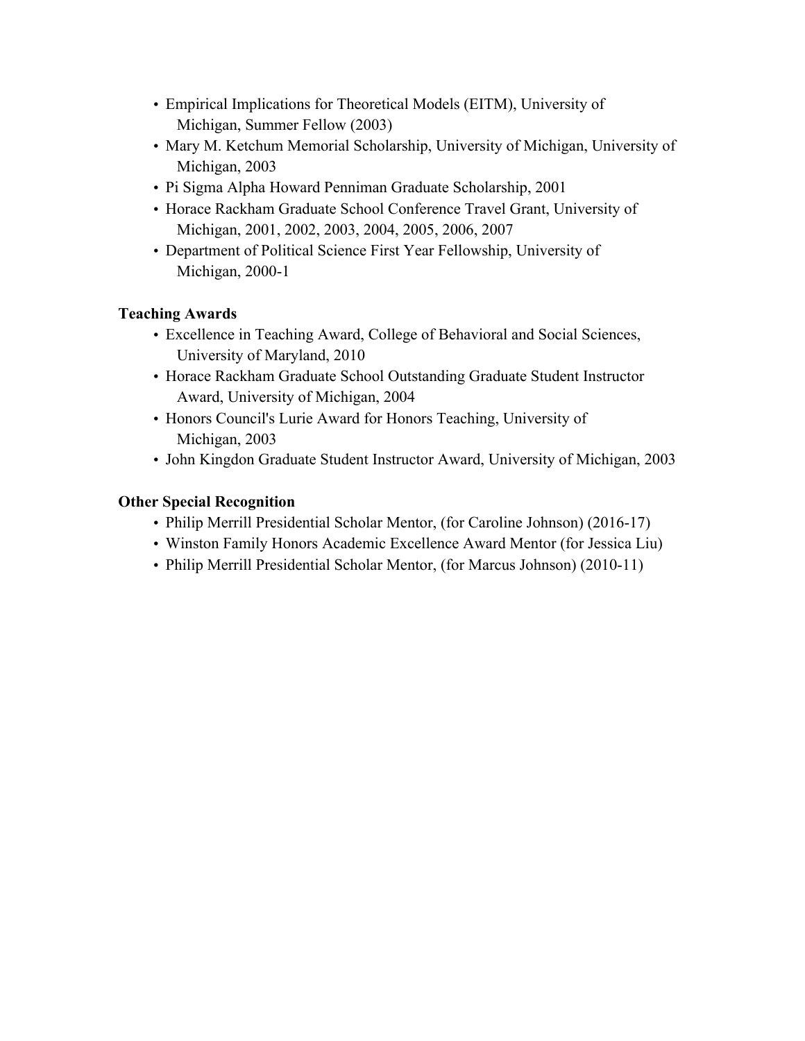- Empirical Implications for Theoretical Models (EITM), University of Michigan, Summer Fellow (2003)
- Mary M. Ketchum Memorial Scholarship, University of Michigan, University of Michigan, 2003
- Pi Sigma Alpha Howard Penniman Graduate Scholarship, 2001
- Horace Rackham Graduate School Conference Travel Grant, University of Michigan, 2001, 2002, 2003, 2004, 2005, 2006, 2007
- Department of Political Science First Year Fellowship, University of Michigan, 2000-1

**Teaching Awards**

- Excellence in Teaching Award, College of Behavioral and Social Sciences, University of Maryland, 2010
- Horace Rackham Graduate School Outstanding Graduate Student Instructor Award, University of Michigan, 2004
- Honors Council's Lurie Award for Honors Teaching, University of Michigan, 2003
- John Kingdon Graduate Student Instructor Award, University of Michigan, 2003

**Other Special Recognition**

- Philip Merrill Presidential Scholar Mentor, (for Caroline Johnson) (2016-17)
- Winston Family Honors Academic Excellence Award Mentor (for Jessica Liu)
- Philip Merrill Presidential Scholar Mentor, (for Marcus Johnson) (2010-11)